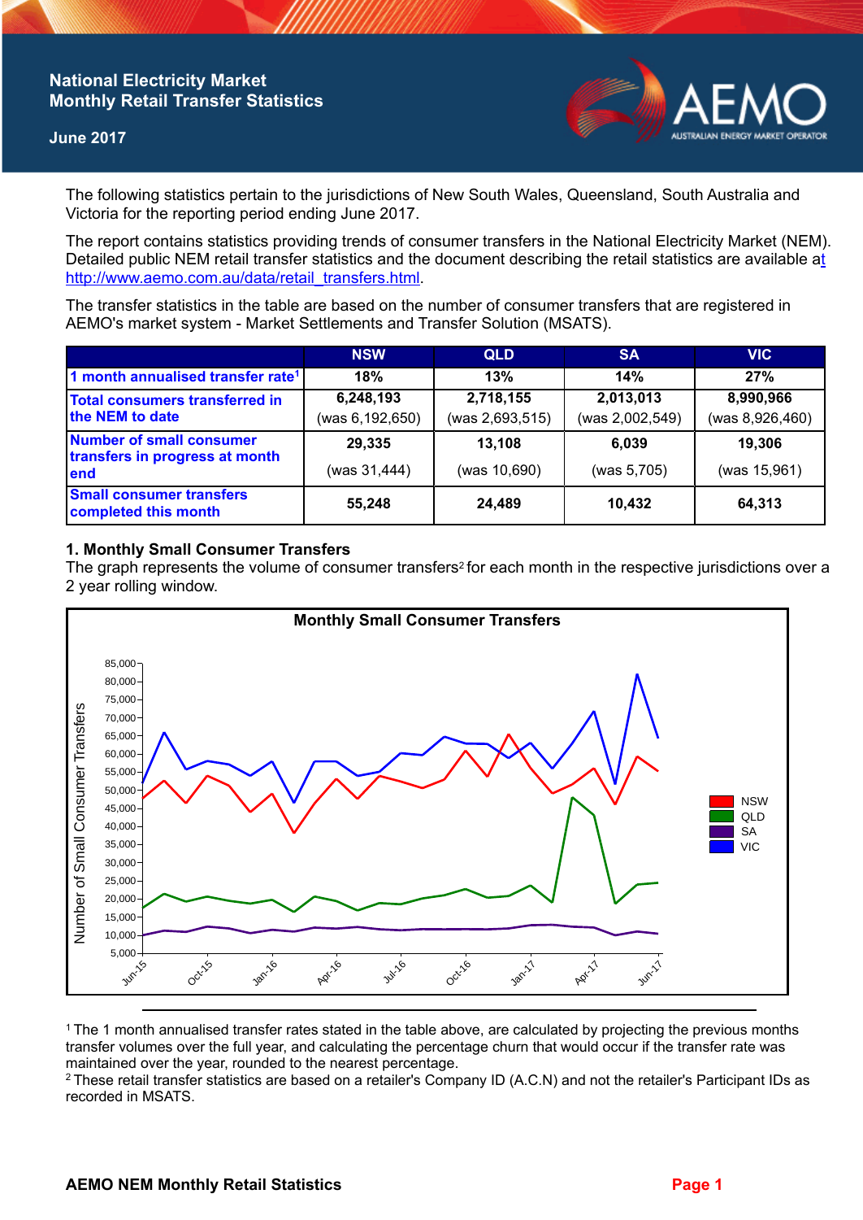# National Electricity Market Monthly Retail Transfer Statistics

**June 2017**

The following statistics pertain to the jurisdictions of New South Wales, Queensland, South Australia and Victoria for the reporting period ending June 2017.

The report contains statistics providing trends of consumer transfers in the National Electricity Market (NEM). Detailed public NEM retail transfer statistics and the document describing the retail statistics are available at http://www.aemo.com.au/data/retail_transfers.html.

The transfer statistics in the table are based on the number of consumer transfers that are registered in AEMO's market system - Market Settlements and Transfer Solution (MSATS).

| | NSW | QLD | SA | VIC |
|---|---|---|---|---|
| 1 month annualised transfer rate[1] | 18% | 13% | 14% | 27% |
| Total consumers transferred in the NEM to date | 6,248,193 (was 6,192,650) | 2,718,155 (was 2,693,515) | 2,013,013 (was 2,002,549) | 8,990,966 (was 8,926,460) |
| Number of small consumer transfers in progress at month end | 29,335 (was 31,444) | 13,108 (was 10,690) | 6,039 (was 5,705) | 19,306 (was 15,961) |
| Small consumer transfers completed this month | 55,248 | 24,489 | 10,432 | 64,313 |

## 1. Monthly Small Consumer Transfers

The graph represents the volume of consumer transfers[2] for each month in the respective jurisdictions over a 2 year rolling window.

**Monthly Small Consumer Transfers**

[1] The 1 month annualised transfer rates stated in the table above, are calculated by projecting the previous months transfer volumes over the full year, and calculating the percentage churn that would occur if the transfer rate was maintained over the year, rounded to the nearest percentage.

[2] These retail transfer statistics are based on a retailer's Company ID (A.C.N) and not the retailer's Participant IDs as recorded in MSATS.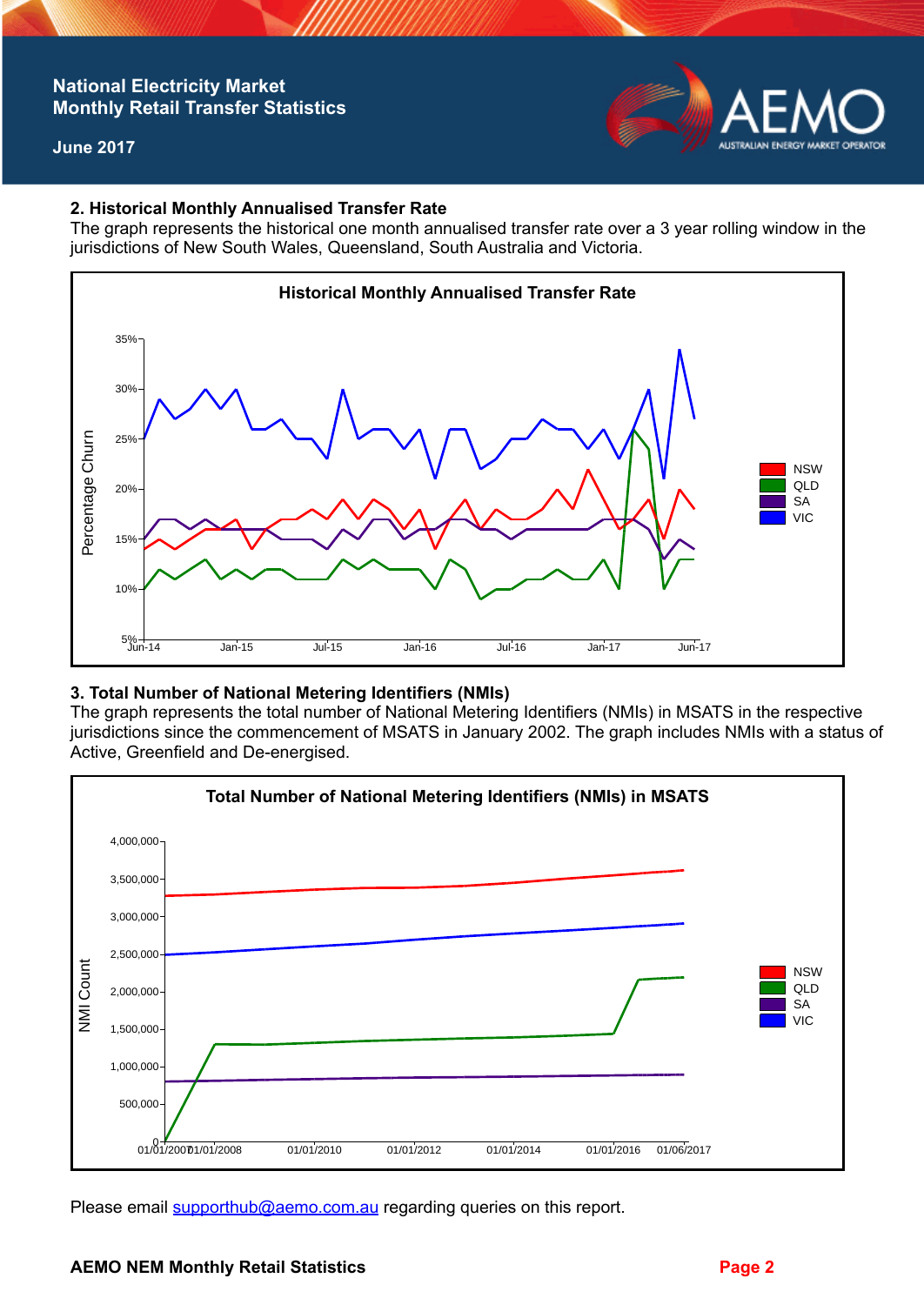National Electricity Market
Monthly Retail Transfer Statistics

June 2017

## 2. Historical Monthly Annualised Transfer Rate

The graph represents the historical one month annualised transfer rate over a 3 year rolling window in the jurisdictions of New South Wales, Queensland, South Australia and Victoria.

Historical Monthly Annualised Transfer Rate

Percentage Churn

35%
30%
25%
20%
15%
10%
5%

Jun-14
Jan-15
Jul-15
Jan-16
Jul-16
Jan-17
Jun-17

NSW
QLD
SA
VIC

## 3. Total Number of National Metering Identifiers (NMIs)

The graph represents the total number of National Metering Identifiers (NMIs) in MSATS in the respective jurisdictions since the commencement of MSATS in January 2002. The graph includes NMIs with a status of Active, Greenfield and De-energised.

Total Number of National Metering Identifiers (NMIs) in MSATS

NMI Count

4,000,000
3,500,000
3,000,000
2,500,000
2,000,000
1,500,000
1,000,000
500,000
0

01/01/2007
01/01/2008
01/01/2010
01/01/2012
01/01/2014
01/01/2016
01/06/2017

NSW
QLD
SA
VIC

Please email supporthub@aemo.com.au regarding queries on this report.